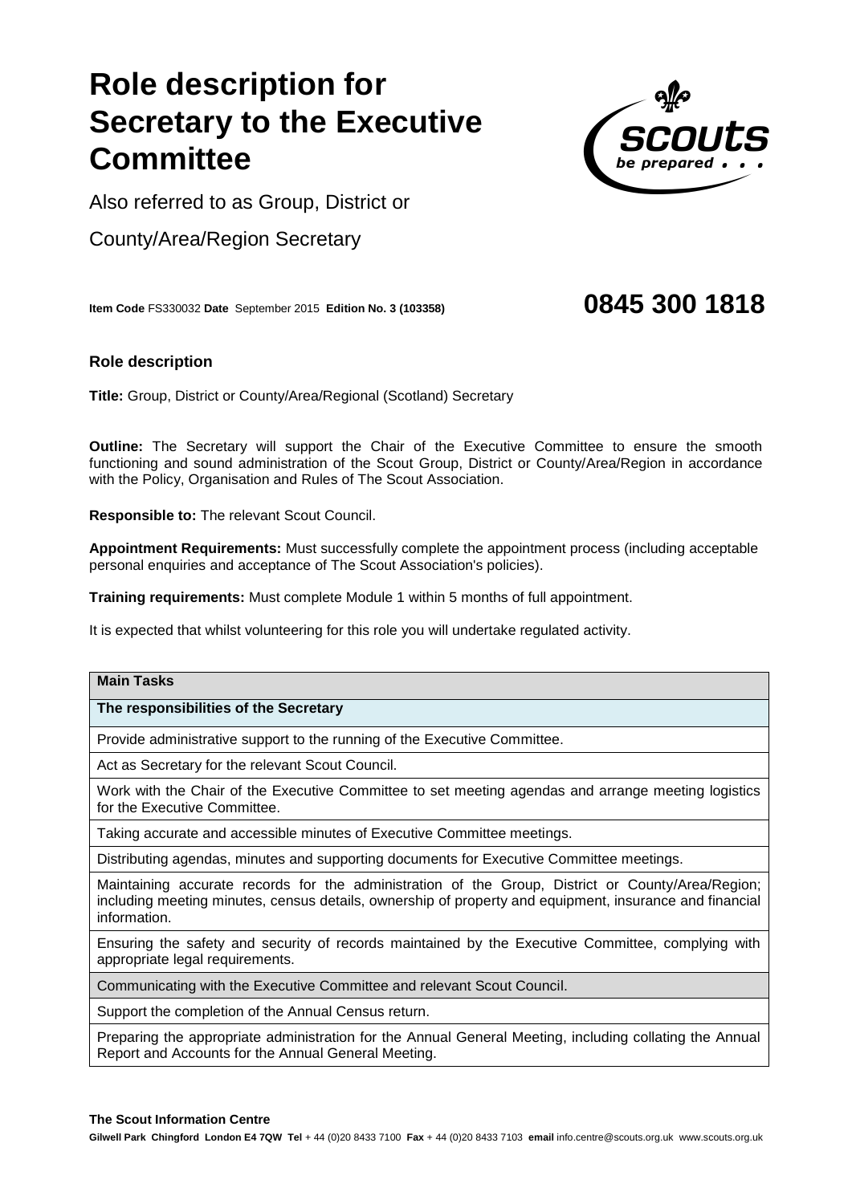# Role description for Secretary to the Executive Committee

Also referred to as Group, District or

County/Area/Region Secretary

**Item Code** FS330032 **Date** September 2015 **Edition No. 3 (103358)**

**0845 300 1818**

### Role description

**Title:** Group, District or County/Area/Regional (Scotland) Secretary

**Outline:** The Secretary will support the Chair of the Executive Committee to ensure the smooth functioning and sound administration of the Scout Group, District or County/Area/Region in accordance with the Policy, Organisation and Rules of The Scout Association.

**Responsible to:** The relevant Scout Council.

**Appointment Requirements:** Must successfully complete the appointment process (including acceptable personal enquiries and acceptance of The Scout Association's policies).

**Training requirements:** Must complete Module 1 within 5 months of full appointment.

It is expected that whilst volunteering for this role you will undertake regulated activity.

| **Main Tasks** |
|---|
| **The responsibilities of the Secretary** |
| Provide administrative support to the running of the Executive Committee. |
| Act as Secretary for the relevant Scout Council. |
| Work with the Chair of the Executive Committee to set meeting agendas and arrange meeting logistics for the Executive Committee. |
| Taking accurate and accessible minutes of Executive Committee meetings. |
| Distributing agendas, minutes and supporting documents for Executive Committee meetings. |
| Maintaining accurate records for the administration of the Group, District or County/Area/Region; including meeting minutes, census details, ownership of property and equipment, insurance and financial information. |
| Ensuring the safety and security of records maintained by the Executive Committee, complying with appropriate legal requirements. |
| Communicating with the Executive Committee and relevant Scout Council. |
| Support the completion of the Annual Census return. |
| Preparing the appropriate administration for the Annual General Meeting, including collating the Annual Report and Accounts for the Annual General Meeting. |

**The Scout Information Centre**

**Gilwell Park Chingford London E4 7QW Tel** + 44 (0)20 8433 7100 **Fax** + 44 (0)20 8433 7103 **email** info.centre@scouts.org.uk www.scouts.org.uk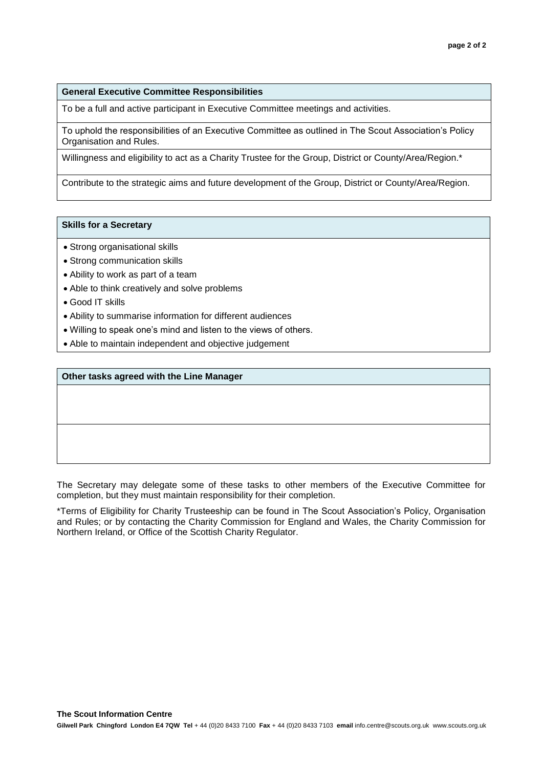### General Executive Committee Responsibilities

To be a full and active participant in Executive Committee meetings and activities.

To uphold the responsibilities of an Executive Committee as outlined in The Scout Association's Policy Organisation and Rules.

Willingness and eligibility to act as a Charity Trustee for the Group, District or County/Area/Region.*

Contribute to the strategic aims and future development of the Group, District or County/Area/Region.

### Skills for a Secretary

- Strong organisational skills
- Strong communication skills
- Ability to work as part of a team
- Able to think creatively and solve problems
- Good IT skills
- Ability to summarise information for different audiences
- Willing to speak one's mind and listen to the views of others.
- Able to maintain independent and objective judgement

### Other tasks agreed with the Line Manager

The Secretary may delegate some of these tasks to other members of the Executive Committee for completion, but they must maintain responsibility for their completion.

*Terms of Eligibility for Charity Trusteeship can be found in The Scout Association's Policy, Organisation and Rules; or by contacting the Charity Commission for England and Wales, the Charity Commission for Northern Ireland, or Office of the Scottish Charity Regulator.

**The Scout Information Centre**

**Gilwell Park Chingford London E4 7QW Tel** + 44 (0)20 8433 7100 **Fax** + 44 (0)20 8433 7103 **email** info.centre@scouts.org.uk www.scouts.org.uk